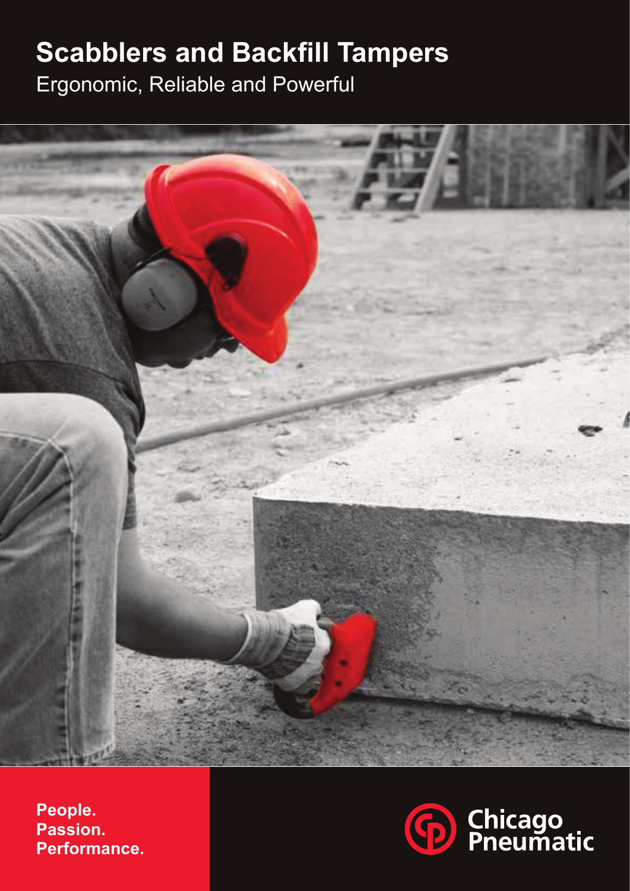# Scabblers and Backfill Tampers

Ergonomic, Reliable and Powerful

**People.**
**Passion.**
**Performance.**

Chicago Pneumatic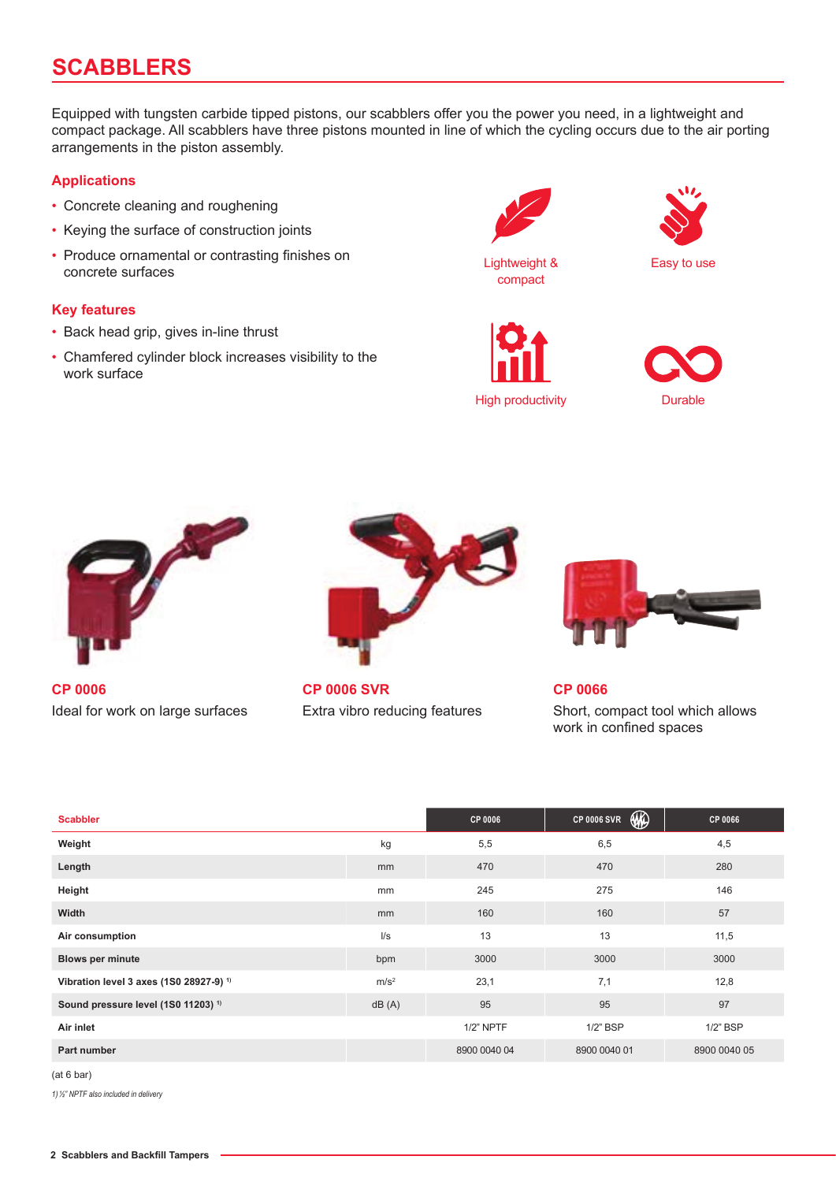# SCABBLERS

Equipped with tungsten carbide tipped pistons, our scabblers offer you the power you need, in a lightweight and compact package. All scabblers have three pistons mounted in line of which the cycling occurs due to the air porting arrangements in the piston assembly.

## Applications

- Concrete cleaning and roughening
- Keying the surface of construction joints
- Produce ornamental or contrasting finishes on concrete surfaces

## Key features

- Back head grip, gives in-line thrust
- Chamfered cylinder block increases visibility to the work surface

Lightweight & compact

Easy to use

High productivity

Durable

**CP 0006**
Ideal for work on large surfaces

**CP 0006 SVR**
Extra vibro reducing features

**CP 0066**
Short, compact tool which allows work in confined spaces

| Scabbler | | CP 0006 | CP 0006 SVR | CP 0066 |
|---|---|---|---|---|
| **Weight** | kg | 5,5 | 6,5 | 4,5 |
| **Length** | mm | 470 | 470 | 280 |
| **Height** | mm | 245 | 275 | 146 |
| **Width** | mm | 160 | 160 | 57 |
| **Air consumption** | l/s | 13 | 13 | 11,5 |
| **Blows per minute** | bpm | 3000 | 3000 | 3000 |
| **Vibration level 3 axes (1S0 28927-9)** [1] | $m/s^2$ | 23,1 | 7,1 | 12,8 |
| **Sound pressure level (1S0 11203)** [1] | dB (A) | 95 | 95 | 97 |
| **Air inlet** | | 1/2" NPTF | 1/2" BSP | 1/2" BSP |
| **Part number** | | 8900 0040 04 | 8900 0040 01 | 8900 0040 05 |

(at 6 bar)

*1) ½" NPTF also included in delivery*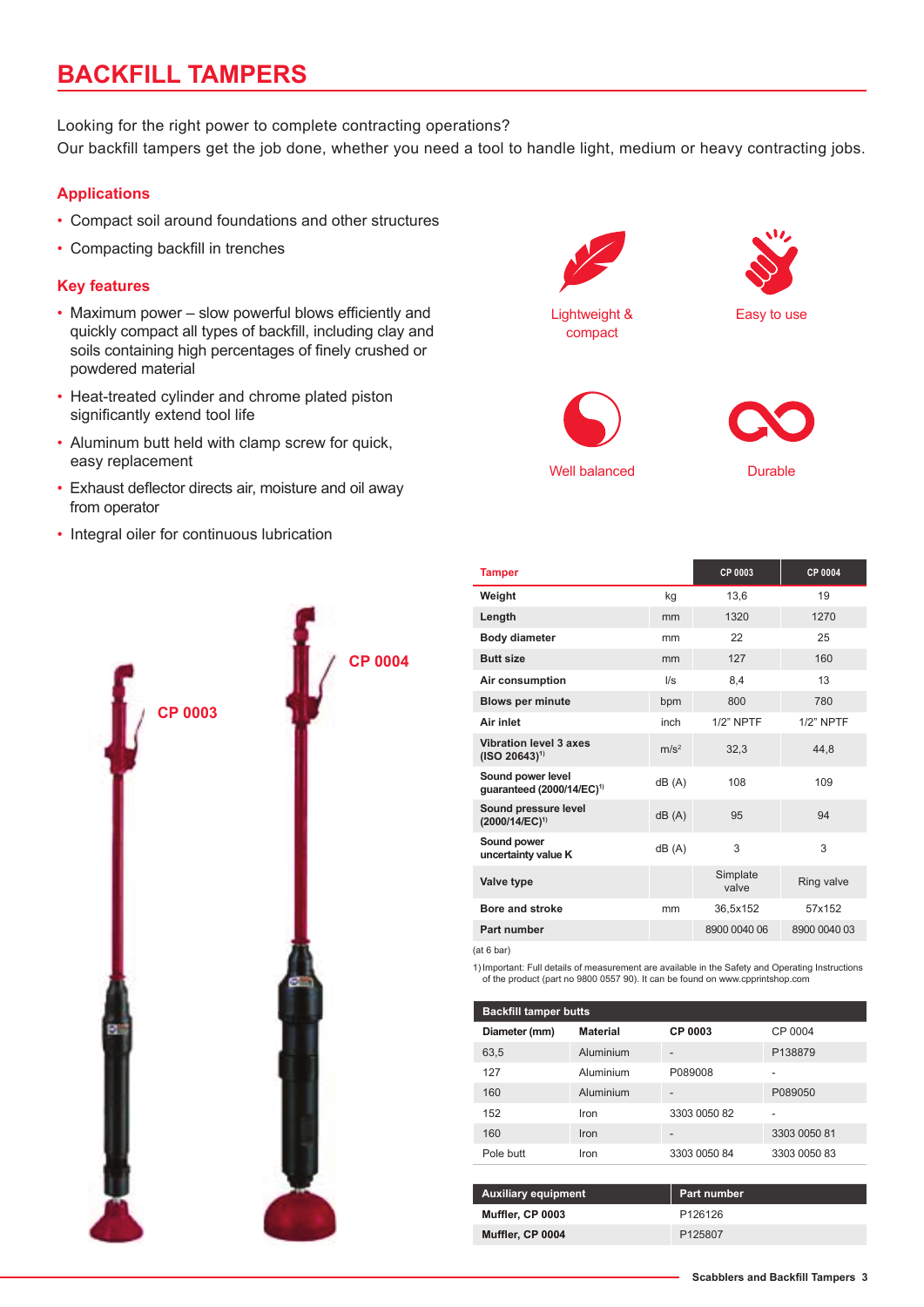# BACKFILL TAMPERS

Looking for the right power to complete contracting operations?
Our backfill tampers get the job done, whether you need a tool to handle light, medium or heavy contracting jobs.

## Applications

- Compact soil around foundations and other structures
- Compacting backfill in trenches

## Key features

- Maximum power – slow powerful blows efficiently and quickly compact all types of backfill, including clay and soils containing high percentages of finely crushed or powdered material
- Heat-treated cylinder and chrome plated piston significantly extend tool life
- Aluminum butt held with clamp screw for quick, easy replacement
- Exhaust deflector directs air, moisture and oil away from operator
- Integral oiler for continuous lubrication

Lightweight & compact

Easy to use

Well balanced

Durable

CP 0003

CP 0004

| Tamper | | CP 0003 | CP 0004 |
|---|---|---|---|
| Weight | kg | 13,6 | 19 |
| Length | mm | 1320 | 1270 |
| Body diameter | mm | 22 | 25 |
| Butt size | mm | 127 | 160 |
| Air consumption | l/s | 8,4 | 13 |
| Blows per minute | bpm | 800 | 780 |
| Air inlet | inch | 1/2" NPTF | 1/2" NPTF |
| Vibration level 3 axes (ISO 20643)[1] | $m/s^2$ | 32,3 | 44,8 |
| Sound power level guaranteed (2000/14/EC)[1] | dB (A) | 108 | 109 |
| Sound pressure level (2000/14/EC)[1] | dB (A) | 95 | 94 |
| Sound power uncertainty value K | dB (A) | 3 | 3 |
| Valve type | | Simplate valve | Ring valve |
| Bore and stroke | mm | 36,5x152 | 57x152 |
| Part number | | 8900 0040 06 | 8900 0040 03 |

(at 6 bar)

1) Important: Full details of measurement are available in the Safety and Operating Instructions of the product (part no 9800 0557 90). It can be found on www.cpprintshop.com

| Backfill tamper butts | | | |
|---|---|---|---|
| Diameter (mm) | Material | CP 0003 | CP 0004 |
| 63,5 | Aluminium | - | P138879 |
| 127 | Aluminium | P089008 | - |
| 160 | Aluminium | - | P089050 |
| 152 | Iron | 3303 0050 82 | - |
| 160 | Iron | - | 3303 0050 81 |
| Pole butt | Iron | 3303 0050 84 | 3303 0050 83 |

| Auxiliary equipment | Part number |
|---|---|
| Muffler, CP 0003 | P126126 |
| Muffler, CP 0004 | P125807 |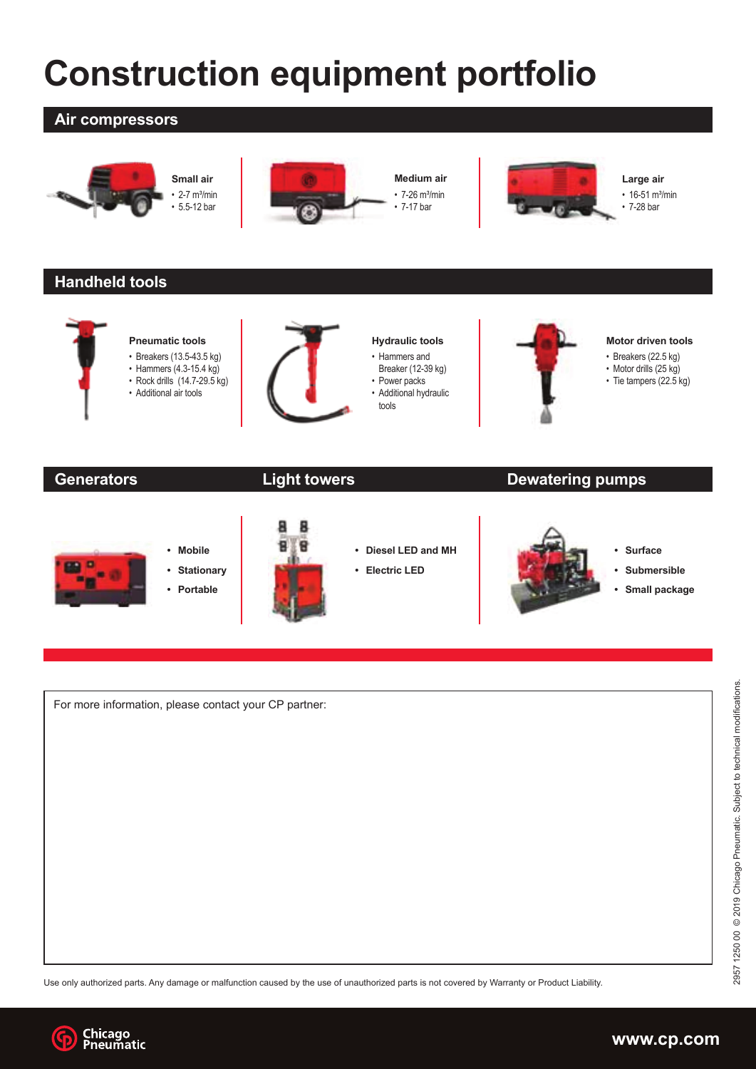# Construction equipment portfolio

## Air compressors

**Small air**
- 2-7 $m^3$/min
- 5.5-12 bar

**Medium air**
- 7-26 $m^3$/min
- 7-17 bar

**Large air**
- 16-51 $m^3$/min
- 7-28 bar

## Handheld tools

**Pneumatic tools**
- Breakers (13.5-43.5 kg)
- Hammers (4.3-15.4 kg)
- Rock drills (14.7-29.5 kg)
- Additional air tools

**Hydraulic tools**
- Hammers and Breaker (12-39 kg)
- Power packs
- Additional hydraulic tools

**Motor driven tools**
- Breakers (22.5 kg)
- Motor drills (25 kg)
- Tie tampers (22.5 kg)

## Generators

- **Mobile**
- **Stationary**
- **Portable**

## Light towers

- **Diesel LED and MH**
- **Electric LED**

## Dewatering pumps

- **Surface**
- **Submersible**
- **Small package**

For more information, please contact your CP partner:

Use only authorized parts. Any damage or malfunction caused by the use of unauthorized parts is not covered by Warranty or Product Liability.

2957 1250 00 © 2019 Chicago Pneumatic. Subject to technical modifications.

Chicago Pneumatic

www.cp.com